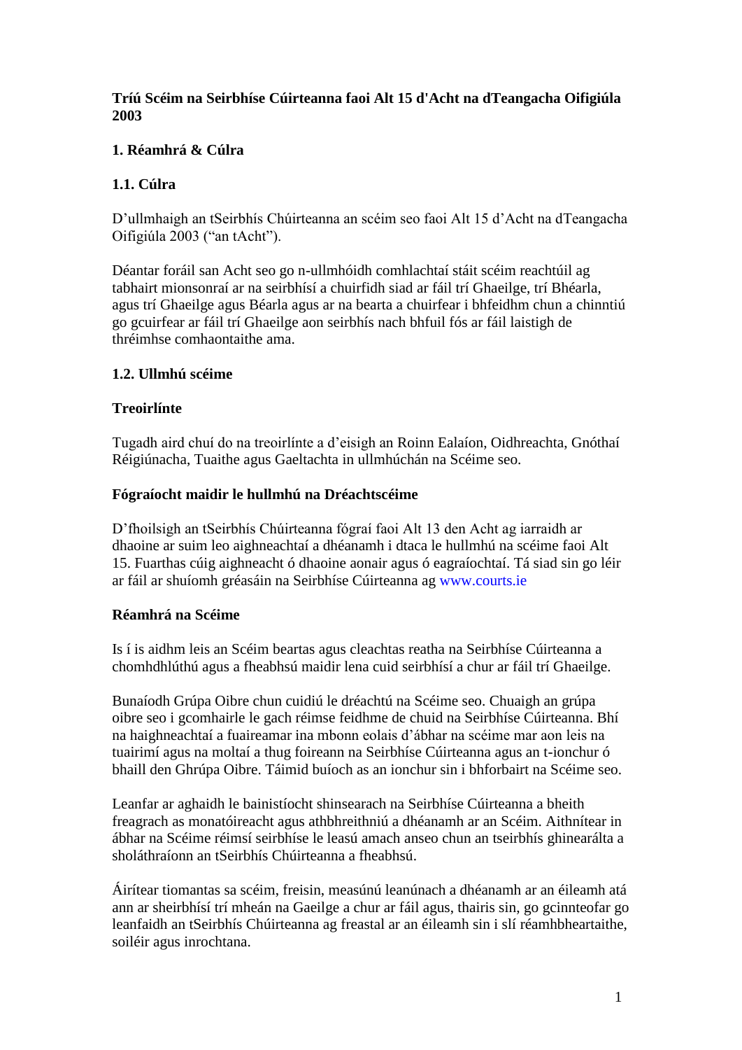# Tríú Scéim na Seirbhíse Cúirteanna faoi Alt 15 d'Acht na dTeangacha Oifigiúla 2003

## 1. Réamhrá & Cúlra

### 1.1. Cúlra

D'ullmhaigh an tSeirbhís Chúirteanna an scéim seo faoi Alt 15 d'Acht na dTeangacha Oifigiúla 2003 ("an tAcht").

Déantar foráil san Acht seo go n-ullmhóidh comhlachtaí stáit scéim reachtúil ag tabhairt mionsonraí ar na seirbhísí a chuirfidh siad ar fáil trí Ghaeilge, trí Bhéarla, agus trí Ghaeilge agus Béarla agus ar na bearta a chuirfear i bhfeidhm chun a chinntiú go gcuirfear ar fáil trí Ghaeilge aon seirbhís nach bhfuil fós ar fáil laistigh de thréimhse comhaontaithe ama.

### 1.2. Ullmhú scéime

#### Treoirlínte

Tugadh aird chuí do na treoirlínte a d'eisigh an Roinn Ealaíon, Oidhreachta, Gnóthaí Réigiúnacha, Tuaithe agus Gaeltachta in ullmhúchán na Scéime seo.

#### Fógraíocht maidir le hullmhú na Dréachtscéime

D'fhoilsigh an tSeirbhís Chúirteanna fógraí faoi Alt 13 den Acht ag iarraidh ar dhaoine ar suim leo aighneachtaí a dhéanamh i dtaca le hullmhú na scéime faoi Alt 15. Fuarthas cúig aighneacht ó dhaoine aonair agus ó eagraíochtaí. Tá siad sin go léir ar fáil ar shuíomh gréasáin na Seirbhíse Cúirteanna ag www.courts.ie

#### Réamhrá na Scéime

Is í is aidhm leis an Scéim beartas agus cleachtas reatha na Seirbhíse Cúirteanna a chomhdhlúthú agus a fheabhsú maidir lena cuid seirbhísí a chur ar fáil trí Ghaeilge.

Bunaíodh Grúpa Oibre chun cuidiú le dréachtú na Scéime seo. Chuaigh an grúpa oibre seo i gcomhairle le gach réimse feidhme de chuid na Seirbhíse Cúirteanna. Bhí na haighneachtaí a fuaireamar ina mbonn eolais d'ábhar na scéime mar aon leis na tuairimí agus na moltaí a thug foireann na Seirbhíse Cúirteanna agus an t-ionchur ó bhaill den Ghrúpa Oibre. Táimid buíoch as an ionchur sin i bhforbairt na Scéime seo.

Leanfar ar aghaidh le bainistíocht shinsearach na Seirbhíse Cúirteanna a bheith freagrach as monatóireacht agus athbhreithniú a dhéanamh ar an Scéim. Aithnítear in ábhar na Scéime réimsí seirbhíse le leasú amach anseo chun an tseirbhís ghinearálta a sholáthraíonn an tSeirbhís Chúirteanna a fheabhsú.

Áirítear tiomantas sa scéim, freisin, measúnú leanúnach a dhéanamh ar an éileamh atá ann ar sheirbhísí trí mheán na Gaeilge a chur ar fáil agus, thairis sin, go gcinnteofar go leanfaidh an tSeirbhís Chúirteanna ag freastal ar an éileamh sin i slí réamhbheartaithe, soiléir agus inrochtana.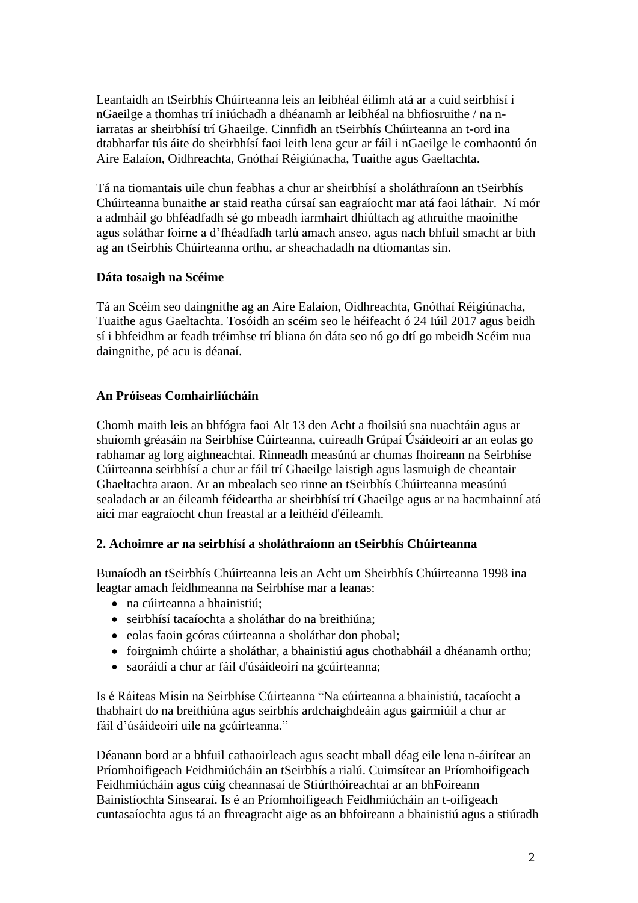Leanfaidh an tSeirbhís Chúirteanna leis an leibhéal éilimh atá ar a cuid seirbhísí i nGaeilge a thomhas trí iniúchadh a dhéanamh ar leibhéal na bhfiosruithe / na n-iarratas ar sheirbhísí trí Ghaeilge. Cinnfidh an tSeirbhís Chúirteanna an t-ord ina dtabharfar tús áite do sheirbhísí faoi leith lena gcur ar fáil i nGaeilge le comhaontú ón Aire Ealaíon, Oidhreachta, Gnóthaí Réigiúnacha, Tuaithe agus Gaeltachta.

Tá na tiomantais uile chun feabhas a chur ar sheirbhísí a sholáthraíonn an tSeirbhís Chúirteanna bunaithe ar staid reatha cúrsaí san eagraíocht mar atá faoi láthair. Ní mór a admháil go bhféadfadh sé go mbeadh iarmhairt dhiúltach ag athruithe maoinithe agus soláthar foirne a d'fhéadfadh tarlú amach anseo, agus nach bhfuil smacht ar bith ag an tSeirbhís Chúirteanna orthu, ar sheachadadh na dtiomantas sin.

**Dáta tosaigh na Scéime**

Tá an Scéim seo daingnithe ag an Aire Ealaíon, Oidhreachta, Gnóthaí Réigiúnacha, Tuaithe agus Gaeltachta. Tosóidh an scéim seo le héifeacht ó 24 Iúil 2017 agus beidh sí i bhfeidhm ar feadh tréimhse trí bliana ón dáta seo nó go dtí go mbeidh Scéim nua daingnithe, pé acu is déanaí.

**An Próiseas Comhairliúcháin**

Chomh maith leis an bhfógra faoi Alt 13 den Acht a fhoilsiú sna nuachtáin agus ar shuíomh gréasáin na Seirbhíse Cúirteanna, cuireadh Grúpaí Úsáideoirí ar an eolas go rabhamar ag lorg aighneachtaí. Rinneadh measúnú ar chumas fhoireann na Seirbhíse Cúirteanna seirbhísí a chur ar fáil trí Ghaeilge laistigh agus lasmuigh de cheantair Ghaeltachta araon. Ar an mbealach seo rinne an tSeirbhís Chúirteanna measúnú sealadach ar an éileamh féideartha ar sheirbhísí trí Ghaeilge agus ar na hacmhainní atá aici mar eagraíocht chun freastal ar a leithéid d'éileamh.

**2. Achoimre ar na seirbhísí a sholáthraíonn an tSeirbhís Chúirteanna**

Bunaíodh an tSeirbhís Chúirteanna leis an Acht um Sheirbhís Chúirteanna 1998 ina leagtar amach feidhmeanna na Seirbhíse mar a leanas:

- na cúirteanna a bhainistiú;
- seirbhísí tacaíochta a sholáthar do na breithiúna;
- eolas faoin gcóras cúirteanna a sholáthar don phobal;
- foirgnimh chúirte a sholáthar, a bhainistiú agus chothabháil a dhéanamh orthu;
- saoráidí a chur ar fáil d'úsáideoirí na gcúirteanna;

Is é Ráiteas Misin na Seirbhíse Cúirteanna "Na cúirteanna a bhainistiú, tacaíocht a thabhairt do na breithiúna agus seirbhís ardchaighdeáin agus gairmiúil a chur ar fáil d'úsáideoirí uile na gcúirteanna."

Déanann bord ar a bhfuil cathaoirleach agus seacht mball déag eile lena n-áirítear an Príomhoifigeach Feidhmiúcháin an tSeirbhís a rialú. Cuimsítear an Príomhoifigeach Feidhmiúcháin agus cúig cheannasaí de Stiúrthóireachtaí ar an bhFoireann Bainistíochta Sinsearaí. Is é an Príomhoifigeach Feidhmiúcháin an t-oifigeach cuntasaíochta agus tá an fhreagracht aige as an bhfoireann a bhainistiú agus a stiúradh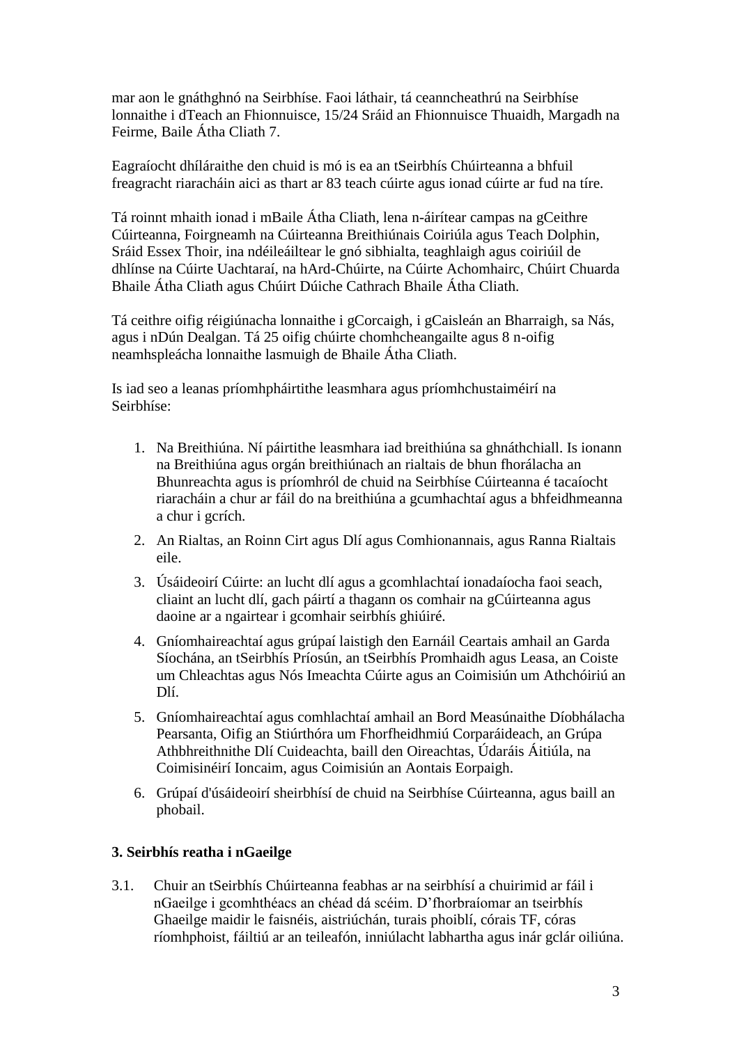mar aon le gnáthghnó na Seirbhíse. Faoi láthair, tá ceanncheathrú na Seirbhíse lonnaithe i dTeach an Fhionnuisce, 15/24 Sráid an Fhionnuisce Thuaidh, Margadh na Feirme, Baile Átha Cliath 7.

Eagraíocht dhíláraithe den chuid is mó is ea an tSeirbhís Chúirteanna a bhfuil freagracht riaracháin aici as thart ar 83 teach cúirte agus ionad cúirte ar fud na tíre.

Tá roinnt mhaith ionad i mBaile Átha Cliath, lena n-áirítear campas na gCeithre Cúirteanna, Foirgneamh na Cúirteanna Breithiúnais Coiriúla agus Teach Dolphin, Sráid Essex Thoir, ina ndéileáiltear le gnó sibhialta, teaghlaigh agus coiriúil de dhlínse na Cúirte Uachtaraí, na hArd-Chúirte, na Cúirte Achomhairc, Chúirt Chuarda Bhaile Átha Cliath agus Chúirt Dúiche Cathrach Bhaile Átha Cliath.

Tá ceithre oifig réigiúnacha lonnaithe i gCorcaigh, i gCaisleán an Bharraigh, sa Nás, agus i nDún Dealgan. Tá 25 oifig chúirte chomhcheangailte agus 8 n-oifig neamhspleácha lonnaithe lasmuigh de Bhaile Átha Cliath.

Is iad seo a leanas príomhpháirtithe leasmhara agus príomhchustaiméirí na Seirbhíse:

1. Na Breithiúna. Ní páirtithe leasmhara iad breithiúna sa ghnáthchiall. Is ionann na Breithiúna agus orgán breithiúnach an rialtais de bhun fhorálacha an Bhunreachta agus is príomhról de chuid na Seirbhíse Cúirteanna é tacaíocht riaracháin a chur ar fáil do na breithiúna a gcumhachtaí agus a bhfeidhmeanna a chur i gcrích.
2. An Rialtas, an Roinn Cirt agus Dlí agus Comhionannais, agus Ranna Rialtais eile.
3. Úsáideoirí Cúirte: an lucht dlí agus a gcomhlachtaí ionadaíocha faoi seach, cliaint an lucht dlí, gach páirtí a thagann os comhair na gCúirteanna agus daoine ar a ngairtear i gcomhair seirbhís ghiúiré.
4. Gníomhaireachtaí agus grúpaí laistigh den Earnáil Ceartais amhail an Garda Síochána, an tSeirbhís Príosún, an tSeirbhís Promhaidh agus Leasa, an Coiste um Chleachtas agus Nós Imeachta Cúirte agus an Coimisiún um Athchóiriú an Dlí.
5. Gníomhaireachtaí agus comhlachtaí amhail an Bord Measúnaithe Díobhálacha Pearsanta, Oifig an Stiúrthóra um Fhorfheidhmiú Corparáideach, an Grúpa Athbhreithnithe Dlí Cuideachta, baill den Oireachtas, Údaráis Áitiúla, na Coimisinéirí Ioncaim, agus Coimisiún an Aontais Eorpaigh.
6. Grúpaí d'úsáideoirí sheirbhísí de chuid na Seirbhíse Cúirteanna, agus baill an phobail.

### 3. Seirbhís reatha i nGaeilge

3.1. Chuir an tSeirbhís Chúirteanna feabhas ar na seirbhísí a chuirimid ar fáil i nGaeilge i gcomhthéacs an chéad dá scéim. D'fhorbraíomar an tseirbhís Ghaeilge maidir le faisnéis, aistriúchán, turais phoiblí, córais TF, córas ríomhphoist, fáiltiú ar an teileafón, inniúlacht labhartha agus inár gclár oiliúna.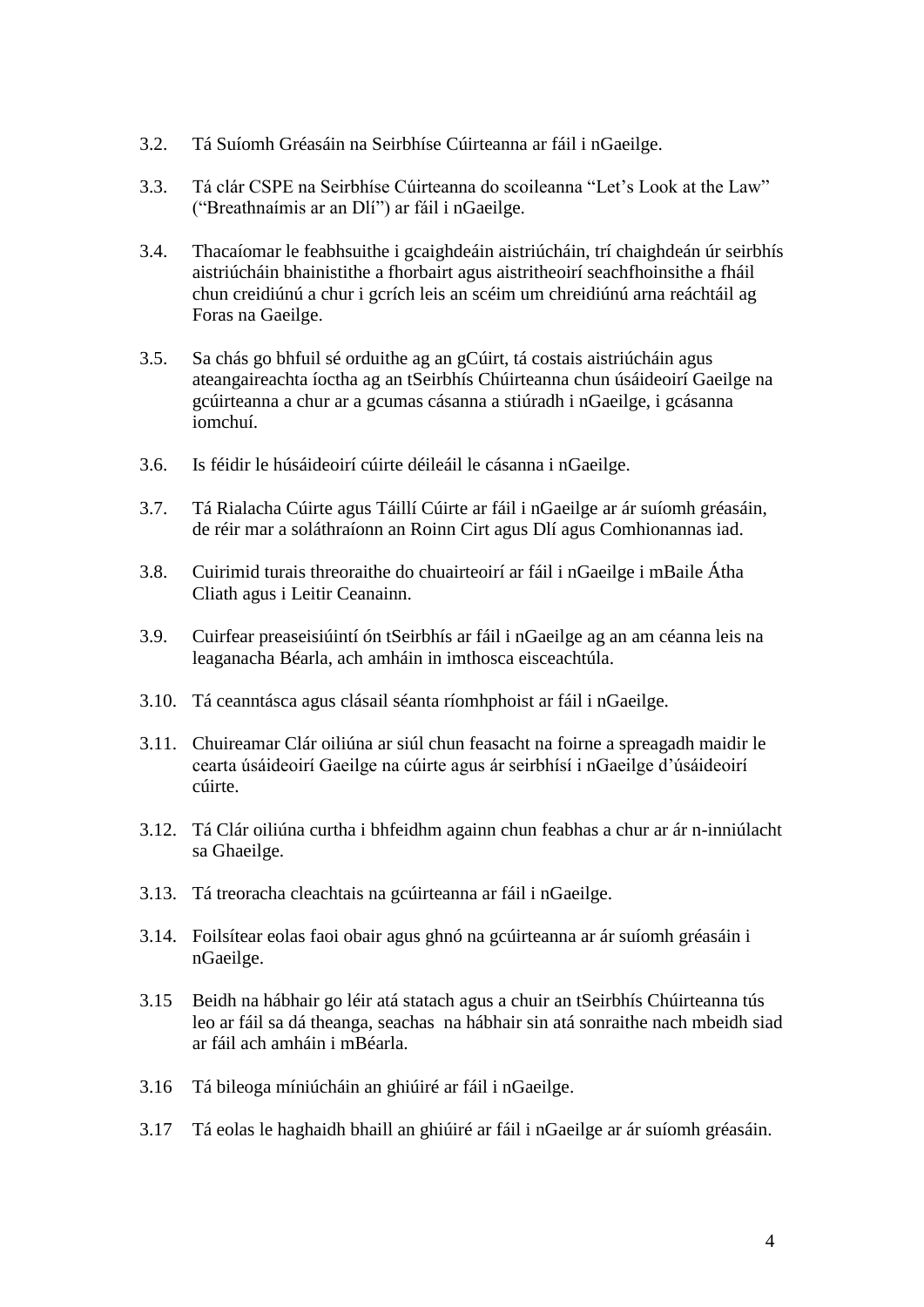3.2. Tá Suíomh Gréasáin na Seirbhíse Cúirteanna ar fáil i nGaeilge.

3.3. Tá clár CSPE na Seirbhíse Cúirteanna do scoileanna "Let's Look at the Law" ("Breathnaímis ar an Dlí") ar fáil i nGaeilge.

3.4. Thacaíomar le feabhsuithe i gcaighdeáin aistriúcháin, trí chaighdeán úr seirbhís aistriúcháin bhainistithe a fhorbairt agus aistritheoirí seachfhoinsithe a fháil chun creidiúnú a chur i gcrích leis an scéim um chreidiúnú arna reáchtáil ag Foras na Gaeilge.

3.5. Sa chás go bhfuil sé orduithe ag an gCúirt, tá costais aistriúcháin agus ateangaireachta íoctha ag an tSeirbhís Chúirteanna chun úsáideoirí Gaeilge na gcúirteanna a chur ar a gcumas cásanna a stiúradh i nGaeilge, i gcásanna iomchuí.

3.6. Is féidir le húsáideoirí cúirte déileáil le cásanna i nGaeilge.

3.7. Tá Rialacha Cúirte agus Táillí Cúirte ar fáil i nGaeilge ar ár suíomh gréasáin, de réir mar a sholáthraíonn an Roinn Cirt agus Dlí agus Comhionannas iad.

3.8. Cuirimid turais threoraithe do chuairteoirí ar fáil i nGaeilge i mBaile Átha Cliath agus i Leitir Ceanainn.

3.9. Cuirfear preaseisiúintí ón tSeirbhís ar fáil i nGaeilge ag an am céanna leis na leaganacha Béarla, ach amháin in imthosca eisceachtúla.

3.10. Tá ceanntásca agus clásail séanta ríomhphoist ar fáil i nGaeilge.

3.11. Chuireamar Clár oiliúna ar siúl chun feasacht na foirne a spreagadh maidir le cearta úsáideoirí Gaeilge na cúirte agus ár seirbhísí i nGaeilge d'úsáideoirí cúirte.

3.12. Tá Clár oiliúna curtha i bhfeidhm againn chun feabhas a chur ar ár n-inniúlacht sa Ghaeilge.

3.13. Tá treoracha cleachtais na gcúirteanna ar fáil i nGaeilge.

3.14. Foilsítear eolas faoi obair agus ghnó na gcúirteanna ar ár suíomh gréasáin i nGaeilge.

3.15 Beidh na hábhair go léir atá statach agus a chuir an tSeirbhís Chúirteanna tús leo ar fáil sa dá theanga, seachas na hábhair sin atá sonraithe nach mbeidh siad ar fáil ach amháin i mBéarla.

3.16 Tá bileoga míniúcháin an ghiúiré ar fáil i nGaeilge.

3.17 Tá eolas le haghaidh bhaill an ghiúiré ar fáil i nGaeilge ar ár suíomh gréasáin.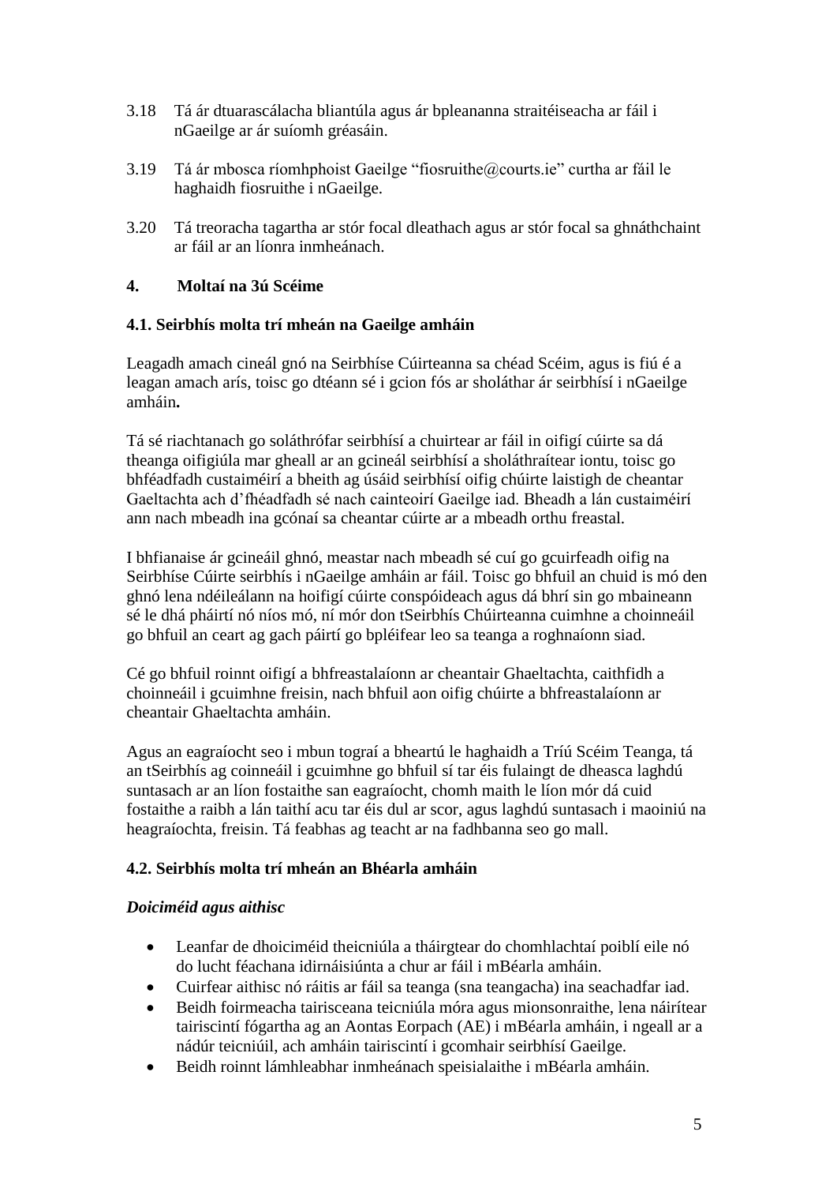3.18 Tá ár dtuarascálacha bliantúla agus ár bpleananna straitéiseacha ar fáil i nGaeilge ar ár suíomh gréasáin.

3.19 Tá ár mbosca ríomhphoist Gaeilge "fiosruithe@courts.ie" curtha ar fáil le haghaidh fiosruithe i nGaeilge.

3.20 Tá treoracha tagartha ar stór focal dleathach agus ar stór focal sa ghnáthchaint ar fáil ar an líonra inmheánach.

## 4. Moltaí na 3ú Scéime

### 4.1. Seirbhís molta trí mheán na Gaeilge amháin

Leagadh amach cineál gnó na Seirbhíse Cúirteanna sa chéad Scéim, agus is fiú é a leagan amach arís, toisc go dtéann sé i gcion fós ar sholáthar ár seirbhísí i nGaeilge amháin**.**

Tá sé riachtanach go soláthrófar seirbhísí a chuirtear ar fáil in oifigí cúirte sa dá theanga oifigiúla mar gheall ar an gcineál seirbhísí a sholáthraítear iontu, toisc go bhféadfadh custaiméirí a bheith ag úsáid seirbhísí oifig chúirte laistigh de cheantar Gaeltachta ach d'fhéadfadh sé nach cainteoirí Gaeilge iad. Bheadh a lán custaiméirí ann nach mbeadh ina gcónaí sa cheantar cúirte ar a mbeadh orthu freastal.

I bhfianaise ár gcineáil ghnó, meastar nach mbeadh sé cuí go gcuirfeadh oifig na Seirbhíse Cúirte seirbhís i nGaeilge amháin ar fáil. Toisc go bhfuil an chuid is mó den ghnó lena ndéileálann na hoifigí cúirte conspóideach agus dá bhrí sin go mbaineann sé le dhá pháirtí nó níos mó, ní mór don tSeirbhís Chúirteanna cuimhne a choinneáil go bhfuil an ceart ag gach páirtí go bpléifear leo sa teanga a roghnaíonn siad.

Cé go bhfuil roinnt oifigí a bhfreastalaíonn ar cheantair Ghaeltachta, caithfidh a choinneáil i gcuimhne freisin, nach bhfuil aon oifig chúirte a bhfreastalaíonn ar cheantair Ghaeltachta amháin.

Agus an eagraíocht seo i mbun tograí a bheartú le haghaidh a Tríú Scéim Teanga, tá an tSeirbhís ag coinneáil i gcuimhne go bhfuil sí tar éis fulaingt de dheasca laghdú suntasach ar an líon fostaithe san eagraíocht, chomh maith le líon mór dá cuid fostaithe a raibh a lán taithí acu tar éis dul ar scor, agus laghdú suntasach i maoiniú na heagraíochta, freisin. Tá feabhas ag teacht ar na fadhbanna seo go mall.

### 4.2. Seirbhís molta trí mheán an Bhéarla amháin

***Doiciméid agus aithisc***

- Leanfar de dhoiciméid theicniúla a tháirgtear do chomhlachtaí poiblí eile nó do lucht féachana idirnáisiúnta a chur ar fáil i mBéarla amháin.
- Cuirfear aithisc nó ráitis ar fáil sa teanga (sna teangacha) ina seachadfar iad.
- Beidh foirmeacha tairisceana teicniúla móra agus mionsonraithe, lena náirítear tairiscintí fógartha ag an Aontas Eorpach (AE) i mBéarla amháin, i ngeall ar a nádúr teicniúil, ach amháin tairiscintí i gcomhair seirbhísí Gaeilge.
- Beidh roinnt lámhleabhar inmheánach speisialaithe i mBéarla amháin.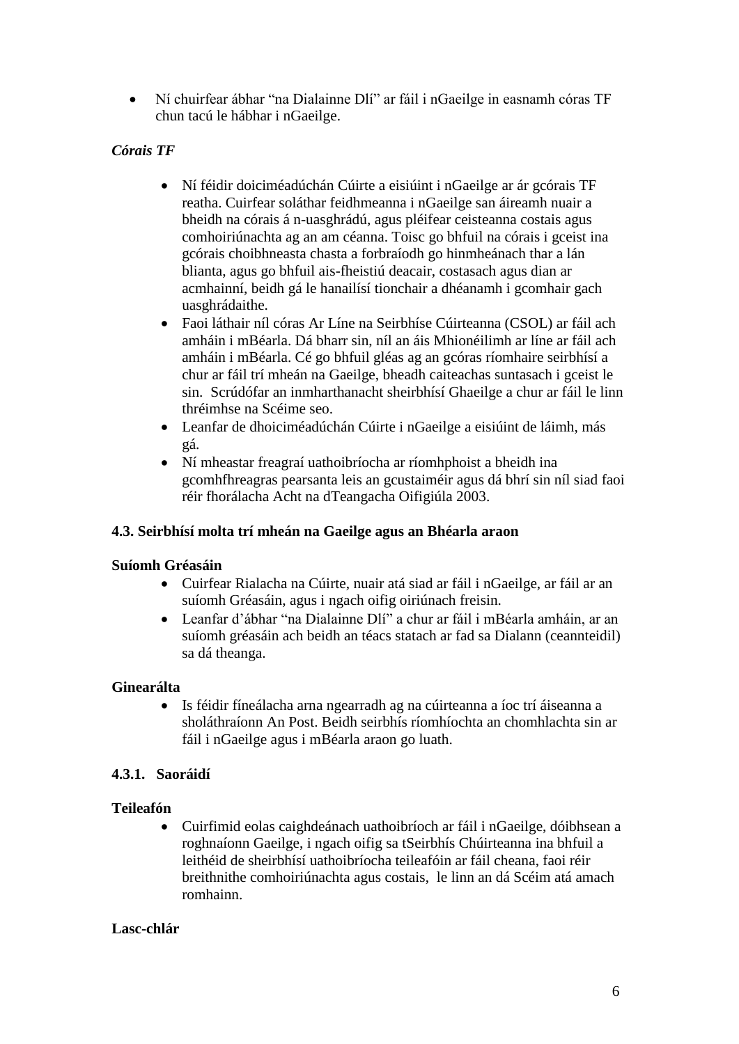- Ní chuirfear ábhar "na Dialainne Dlí" ar fáil i nGaeilge in easnamh córas TF chun tacú le hábhar i nGaeilge.

***Córais TF***

- Ní féidir doiciméadúchán Cúirte a eisiúint i nGaeilge ar ár gcórais TF reatha. Cuirfear soláthar feidhmeanna i nGaeilge san áireamh nuair a bheidh na córais á n-uasghrádú, agus pléifear ceisteanna costais agus comhoiriúnachta ag an am céanna. Toisc go bhfuil na córais i gceist ina gcórais choibhneasta chasta a forbraíodh go hinmheánach thar a lán blianta, agus go bhfuil ais-fheistiú deacair, costasach agus dian ar acmhainní, beidh gá le hanailísí tionchair a dhéanamh i gcomhair gach uasghrádaithe.
- Faoi láthair níl córas Ar Líne na Seirbhíse Cúirteanna (CSOL) ar fáil ach amháin i mBéarla. Dá bharr sin, níl an áis Mhionéilimh ar líne ar fáil ach amháin i mBéarla. Cé go bhfuil gléas ag an gcóras ríomhaire seirbhísí a chur ar fáil trí mheán na Gaeilge, bheadh caiteachas suntasach i gceist le sin. Scrúdófar an inmharthanacht sheirbhísí Ghaeilge a chur ar fáil le linn thréimhse na Scéime seo.
- Leanfar de dhoiciméadúchán Cúirte i nGaeilge a eisiúint de láimh, más gá.
- Ní mheastar freagraí uathoibríocha ar ríomhphoist a bheidh ina gcomhfhreagras pearsanta leis an gcustaiméir agus dá bhrí sin níl siad faoi réir fhorálacha Acht na dTeangacha Oifigiúla 2003.

### 4.3. Seirbhísí molta trí mheán na Gaeilge agus an Bhéarla araon

**Suíomh Gréasáin**

- Cuirfear Rialacha na Cúirte, nuair atá siad ar fáil i nGaeilge, ar fáil ar an suíomh Gréasáin, agus i ngach oifig oiriúnach freisin.
- Leanfar d'ábhar "na Dialainne Dlí" a chur ar fáil i mBéarla amháin, ar an suíomh gréasáin ach beidh an téacs statach ar fad sa Dialann (ceannteidil) sa dá theanga.

**Ginearálta**

- Is féidir fíneálacha arna ngearradh ag na cúirteanna a íoc trí áiseanna a sholáthraíonn An Post. Beidh seirbhís ríomhíochta an chomhlachta sin ar fáil i nGaeilge agus i mBéarla araon go luath.

#### 4.3.1. Saoráidí

**Teileafón**

- Cuirfimid eolas caighdeánach uathoibríoch ar fáil i nGaeilge, dóibhsean a roghnaíonn Gaeilge, i ngach oifig sa tSeirbhís Chúirteanna ina bhfuil a leithéid de sheirbhísí uathoibríocha teileafóin ar fáil cheana, faoi réir breithnithe comhoiriúnachta agus costais, le linn an dá Scéim atá amach romhainn.

**Lasc-chlár**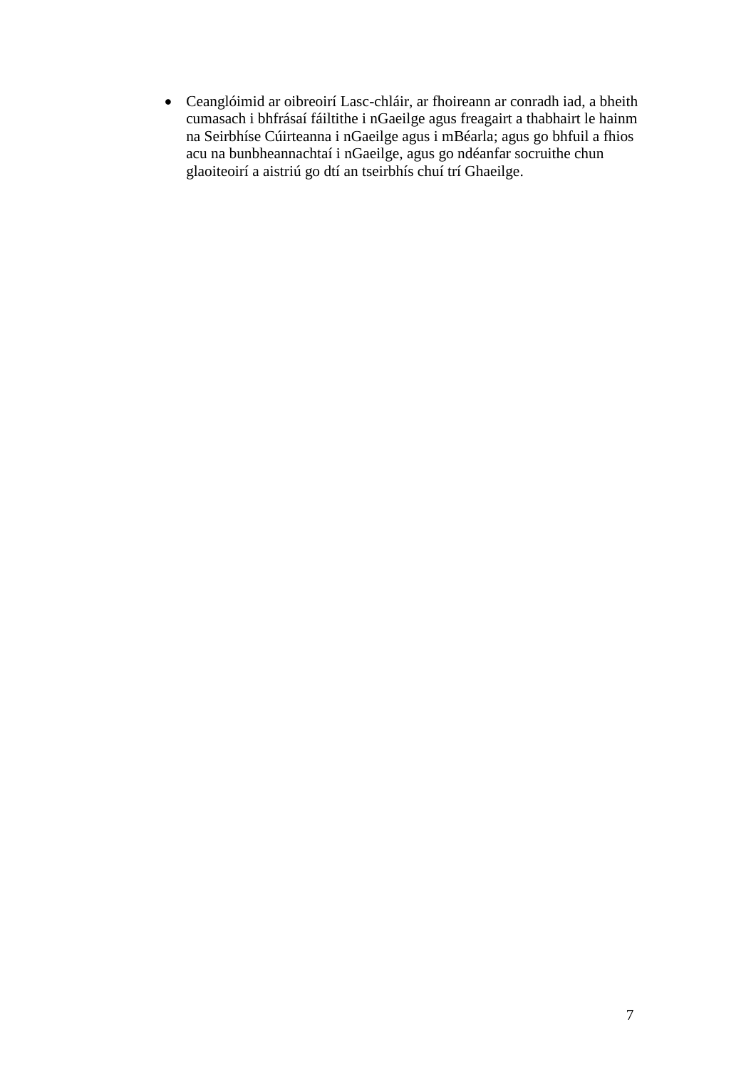- Ceanglóimid ar oibreoirí Lasc-chláir, ar fhoireann ar conradh iad, a bheith cumasach i bhfrásaí fáiltithe i nGaeilge agus freagairt a thabhairt le hainm na Seirbhíse Cúirteanna i nGaeilge agus i mBéarla; agus go bhfuil a fhios acu na bunbheannachtaí i nGaeilge, agus go ndéanfar socruithe chun glaoiteoirí a aistriú go dtí an tseirbhís chuí trí Ghaeilge.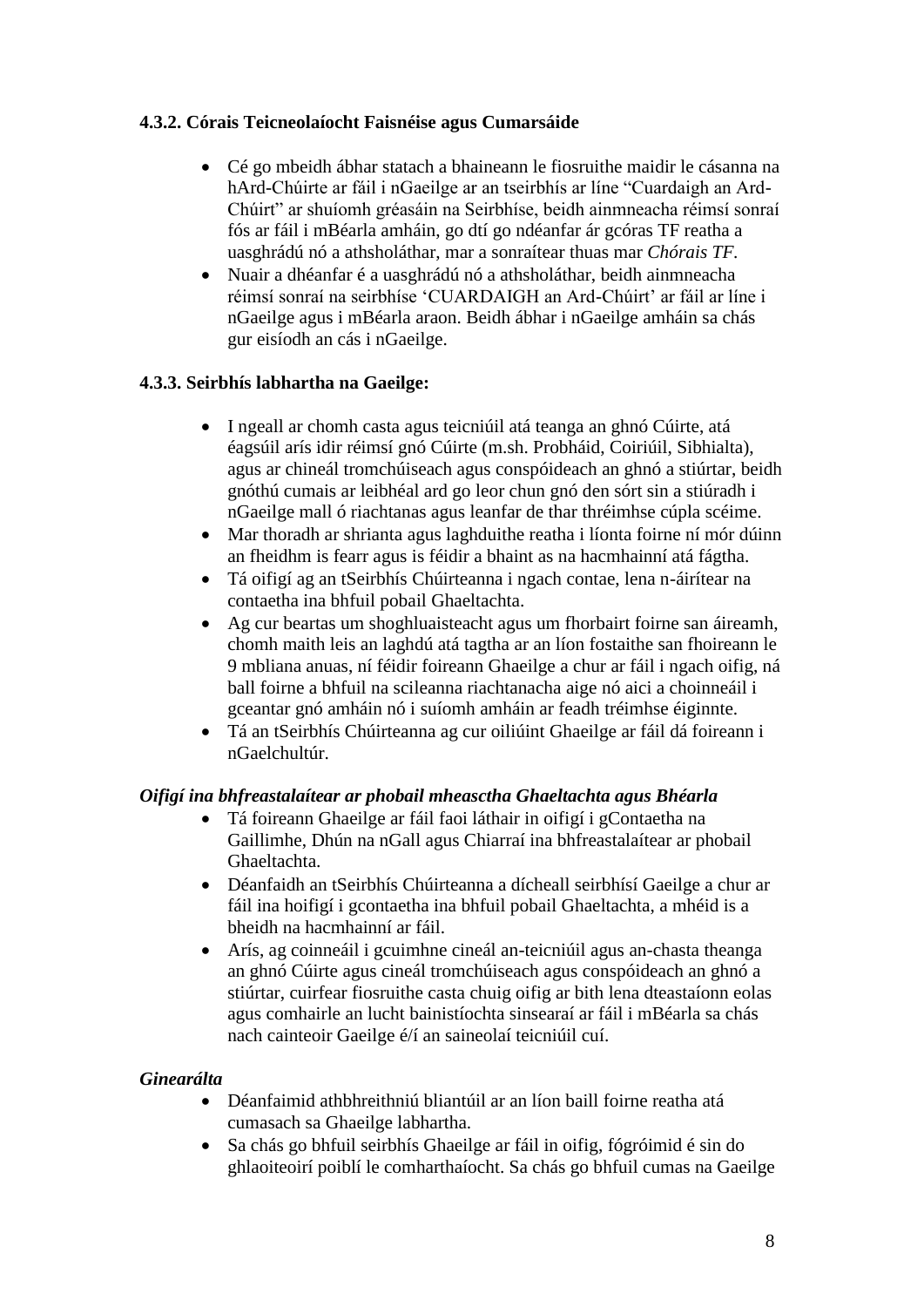**4.3.2. Córais Teicneolaíocht Faisnéise agus Cumarsáide**

- Cé go mbeidh ábhar statach a bhaineann le fiosruithe maidir le cásanna na hArd-Chúirte ar fáil i nGaeilge ar an tseirbhís ar líne "Cuardaigh an Ard-Chúirt" ar shuíomh gréasáin na Seirbhíse, beidh ainmneacha réimsí sonraí fós ar fáil i mBéarla amháin, go dtí go ndéanfar ár gcóras TF reatha a uasghrádú nó a athsholáthar, mar a sonraítear thuas mar *Chórais TF*.
- Nuair a dhéanfar é a uasghrádú nó a athsholáthar, beidh ainmneacha réimsí sonraí na seirbhíse 'CUARDAIGH an Ard-Chúirt' ar fáil ar líne i nGaeilge agus i mBéarla araon. Beidh ábhar i nGaeilge amháin sa chás gur eisíodh an cás i nGaeilge.

**4.3.3. Seirbhís labhartha na Gaeilge:**

- I ngeall ar chomh casta agus teicniúil atá teanga an ghnó Cúirte, atá éagsúil arís idir réimsí gnó Cúirte (m.sh. Probháid, Coiriúil, Sibhialta), agus ar chineál tromchúiseach agus conspóideach an ghnó a stiúrtar, beidh gnóthú cumais ar leibhéal ard go leor chun gnó den sórt sin a stiúradh i nGaeilge mall ó riachtanas agus leanfar de thar thréimhse cúpla scéime.
- Mar thoradh ar shrianta agus laghduithe reatha i líonta foirne ní mór dúinn an fheidhm is fearr agus is féidir a bhaint as na hacmhainní atá fágtha.
- Tá oifigí ag an tSeirbhís Chúirteanna i ngach contae, lena n-áirítear na contaetha ina bhfuil pobail Ghaeltachta.
- Ag cur beartas um shoghluaisteacht agus um fhorbairt foirne san áireamh, chomh maith leis an laghdú atá tagtha ar an líon fostaithe san fhoireann le 9 mbliana anuas, ní féidir foireann Ghaeilge a chur ar fáil i ngach oifig, ná ball foirne a bhfuil na scileanna riachtanacha aige nó aici a choinneáil i gceantar gnó amháin nó i suíomh amháin ar feadh tréimhse éiginnte.
- Tá an tSeirbhís Chúirteanna ag cur oiliúint Ghaeilge ar fáil dá foireann i nGaelchultúr.

***Oifigí ina bhfreastalaítear ar phobail mheasctha Ghaeltachta agus Bhéarla***

- Tá foireann Ghaeilge ar fáil faoi láthair in oifigí i gContaetha na Gaillimhe, Dhún na nGall agus Chiarraí ina bhfreastalaítear ar phobail Ghaeltachta.
- Déanfaidh an tSeirbhís Chúirteanna a dícheall seirbhísí Gaeilge a chur ar fáil ina hoifigí i gcontaetha ina bhfuil pobail Ghaeltachta, a mhéid is a bheidh na hacmhainní ar fáil.
- Arís, ag coinneáil i gcuimhne cineál an-teicniúil agus an-chasta theanga an ghnó Cúirte agus cineál tromchúiseach agus conspóideach an ghnó a stiúrtar, cuirfear fiosruithe casta chuig oifig ar bith lena dteastaíonn eolas agus comhairle an lucht bainistíochta sinsearaí ar fáil i mBéarla sa chás nach cainteoir Gaeilge é/í an saineolaí teicniúil cuí.

***Ginearálta***

- Déanfaimid athbhreithniú bliantúil ar an líon baill foirne reatha atá cumasach sa Ghaeilge labhartha.
- Sa chás go bhfuil seirbhís Ghaeilge ar fáil in oifig, fógróimid é sin do ghlaoiteoirí poiblí le comharthaíocht. Sa chás go bhfuil cumas na Gaeilge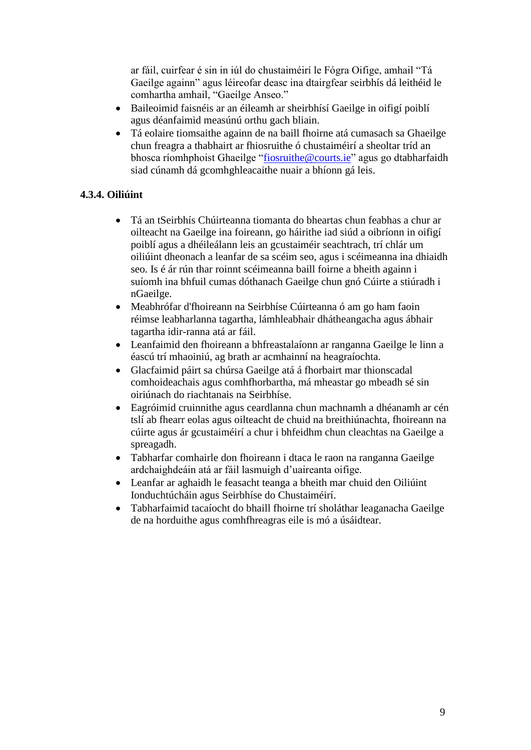ar fáil, cuirfear é sin in iúl do chustaiméirí le Fógra Oifige, amhail "Tá Gaeilge againn" agus léireofar deasc ina dtairgfear seirbhís dá leithéid le comhartha amhail, "Gaeilge Anseo."

- Baileoimid faisnéis ar an éileamh ar sheirbhísí Gaeilge in oifigí poiblí agus déanfaimid measúnú orthu gach bliain.
- Tá eolaire tiomsaithe againn de na baill fhoirne atá cumasach sa Ghaeilge chun freagra a thabhairt ar fhiosruithe ó chustaiméirí a sheoltar tríd an bhosca ríomhphoist Ghaeilge "fiosruithe@courts.ie" agus go dtabharfaidh siad cúnamh dá gcomhghleacaithe nuair a bhíonn gá leis.

#### 4.3.4. Oiliúint

- Tá an tSeirbhís Chúirteanna tiomanta do bheartas chun feabhas a chur ar oilteacht na Gaeilge ina foireann, go háirithe iad siúd a oibríonn in oifigí poiblí agus a dhéileálann leis an gcustaiméir seachtrach, trí chlár um oiliúint dheonach a leanfar de sa scéim seo, agus i scéimeanna ina dhiaidh seo. Is é ár rún thar roinnt scéimeanna baill foirne a bheith againn i suíomh ina bhfuil cumas dóthanach Gaeilge chun gnó Cúirte a stiúradh i nGaeilge.
- Meabhrófar d'fhoireann na Seirbhíse Cúirteanna ó am go ham faoin réimse leabharlanna tagartha, lámhleabhair dhátheangacha agus ábhair tagartha idir-ranna atá ar fáil.
- Leanfaimid den fhoireann a bhfreastalaíonn ar ranganna Gaeilge le linn a éascú trí mhaoiniú, ag brath ar acmhainní na heagraíochta.
- Glacfaimid páirt sa chúrsa Gaeilge atá á fhorbairt mar thionscadal comhoideachais agus comhfhorbartha, má mheastar go mbeadh sé sin oiriúnach do riachtanais na Seirbhíse.
- Eagróimid cruinnithe agus ceardlanna chun machnamh a dhéanamh ar cén tslí ab fhearr eolas agus oilteacht de chuid na breithiúnachta, fhoireann na cúirte agus ár gcustaiméirí a chur i bhfeidhm chun cleachtas na Gaeilge a spreagadh.
- Tabharfar comhairle don fhoireann i dtaca le raon na ranganna Gaeilge ardchaighdeáin atá ar fáil lasmuigh d'uaireanta oifige.
- Leanfar ar aghaidh le feasacht teanga a bheith mar chuid den Oiliúint Ionduchtúcháin agus Seirbhíse do Chustaiméirí.
- Tabharfaimid tacaíocht do bhaill fhoirne trí sholáthar leaganacha Gaeilge de na horduithe agus comhfhreagras eile is mó a úsáidtear.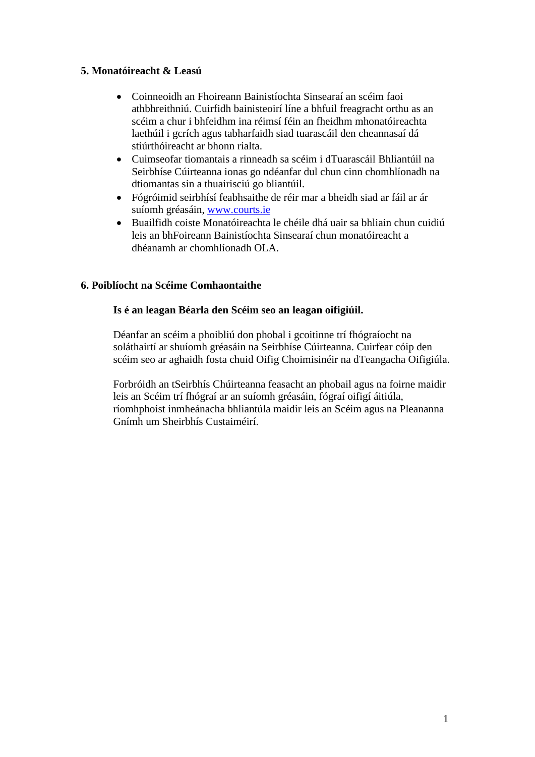## 5. Monatóireacht & Leasú

- Coinneoidh an Fhoireann Bainistíochta Sinsearaí an scéim faoi athbhreithniú. Cuirfidh bainisteoirí líne a bhfuil freagracht orthu as an scéim a chur i bhfeidhm ina réimsí féin an fheidhm mhonatóireachta laethúil i gcrích agus tabharfaidh siad tuarascáil den cheannasaí dá stiúrthóireacht ar bhonn rialta.
- Cuimseofar tiomantais a rinneadh sa scéim i dTuarascáil Bhliantúil na Seirbhíse Cúirteanna ionas go ndéanfar dul chun cinn chomhlíonadh na dtiomantas sin a thuairisciú go bliantúil.
- Fógróimid seirbhísí feabhsaithe de réir mar a bheidh siad ar fáil ar ár suíomh gréasáin, www.courts.ie
- Buailfidh coiste Monatóireachta le chéile dhá uair sa bhliain chun cuidiú leis an bhFoireann Bainistíochta Sinsearaí chun monatóireacht a dhéanamh ar chomhlíonadh OLA.

## 6. Poiblíocht na Scéime Comhaontaithe

**Is é an leagan Béarla den Scéim seo an leagan oifigiúil.**

Déanfar an scéim a phoibliú don phobal i gcoitinne trí fhógraíocht na soláthairtí ar shuíomh gréasáin na Seirbhíse Cúirteanna. Cuirfear cóip den scéim seo ar aghaidh fosta chuid Oifig Choimisinéir na dTeangacha Oifigiúla.

Forbróidh an tSeirbhís Chúirteanna feasacht an phobail agus na foirne maidir leis an Scéim trí fhógraí ar an suíomh gréasáin, fógraí oifigí áitiúla, ríomhphoist inmheánacha bhliantúla maidir leis an Scéim agus na Pleananna Gnímh um Sheirbhís Custaiméirí.